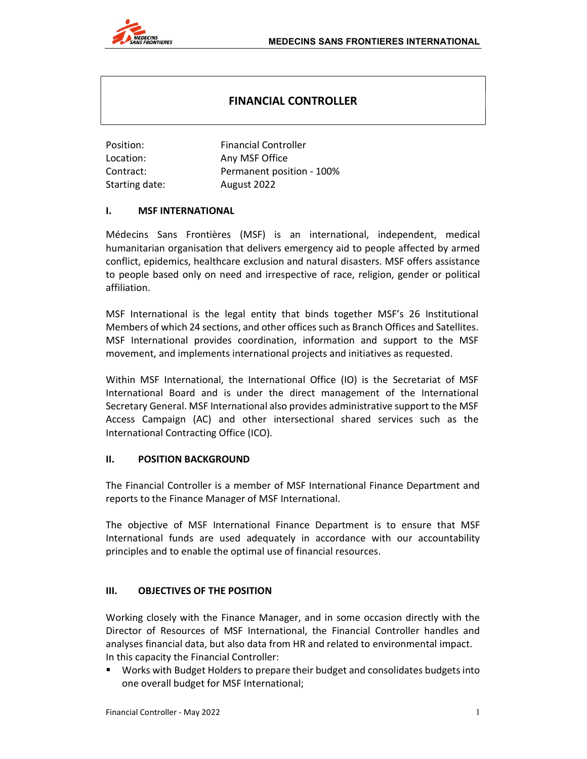# FINANCIAL CONTROLLER

| | |
|---|---|
| Position: | Financial Controller |
| Location: | Any MSF Office |
| Contract: | Permanent position - 100% |
| Starting date: | August 2022 |

## I. MSF INTERNATIONAL

Médecins Sans Frontières (MSF) is an international, independent, medical humanitarian organisation that delivers emergency aid to people affected by armed conflict, epidemics, healthcare exclusion and natural disasters. MSF offers assistance to people based only on need and irrespective of race, religion, gender or political affiliation.

MSF International is the legal entity that binds together MSF's 26 Institutional Members of which 24 sections, and other offices such as Branch Offices and Satellites. MSF International provides coordination, information and support to the MSF movement, and implements international projects and initiatives as requested.

Within MSF International, the International Office (IO) is the Secretariat of MSF International Board and is under the direct management of the International Secretary General. MSF International also provides administrative support to the MSF Access Campaign (AC) and other intersectional shared services such as the International Contracting Office (ICO).

## II. POSITION BACKGROUND

The Financial Controller is a member of MSF International Finance Department and reports to the Finance Manager of MSF International.

The objective of MSF International Finance Department is to ensure that MSF International funds are used adequately in accordance with our accountability principles and to enable the optimal use of financial resources.

## III. OBJECTIVES OF THE POSITION

Working closely with the Finance Manager, and in some occasion directly with the Director of Resources of MSF International, the Financial Controller handles and analyses financial data, but also data from HR and related to environmental impact.
In this capacity the Financial Controller:

- Works with Budget Holders to prepare their budget and consolidates budgets into one overall budget for MSF International;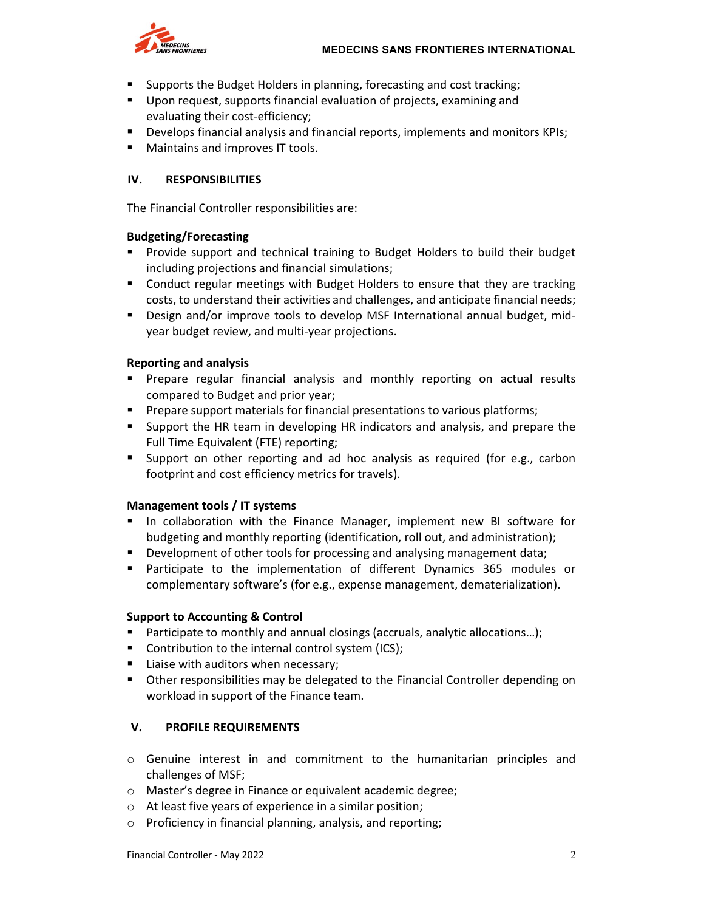- Supports the Budget Holders in planning, forecasting and cost tracking;
- Upon request, supports financial evaluation of projects, examining and evaluating their cost-efficiency;
- Develops financial analysis and financial reports, implements and monitors KPIs;
- Maintains and improves IT tools.

## IV. RESPONSIBILITIES

The Financial Controller responsibilities are:

**Budgeting/Forecasting**

- Provide support and technical training to Budget Holders to build their budget including projections and financial simulations;
- Conduct regular meetings with Budget Holders to ensure that they are tracking costs, to understand their activities and challenges, and anticipate financial needs;
- Design and/or improve tools to develop MSF International annual budget, mid-year budget review, and multi-year projections.

**Reporting and analysis**

- Prepare regular financial analysis and monthly reporting on actual results compared to Budget and prior year;
- Prepare support materials for financial presentations to various platforms;
- Support the HR team in developing HR indicators and analysis, and prepare the Full Time Equivalent (FTE) reporting;
- Support on other reporting and ad hoc analysis as required (for e.g., carbon footprint and cost efficiency metrics for travels).

**Management tools / IT systems**

- In collaboration with the Finance Manager, implement new BI software for budgeting and monthly reporting (identification, roll out, and administration);
- Development of other tools for processing and analysing management data;
- Participate to the implementation of different Dynamics 365 modules or complementary software's (for e.g., expense management, dematerialization).

**Support to Accounting & Control**

- Participate to monthly and annual closings (accruals, analytic allocations…);
- Contribution to the internal control system (ICS);
- Liaise with auditors when necessary;
- Other responsibilities may be delegated to the Financial Controller depending on workload in support of the Finance team.

## V. PROFILE REQUIREMENTS

- Genuine interest in and commitment to the humanitarian principles and challenges of MSF;
- Master's degree in Finance or equivalent academic degree;
- At least five years of experience in a similar position;
- Proficiency in financial planning, analysis, and reporting;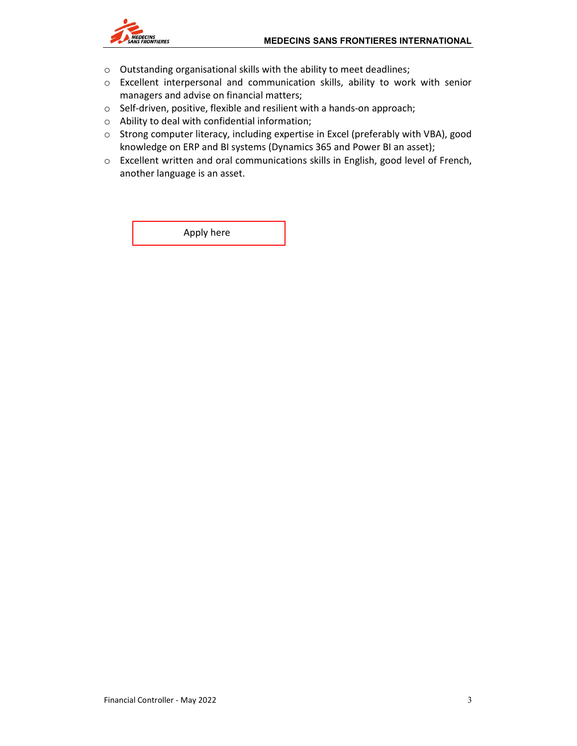- Outstanding organisational skills with the ability to meet deadlines;
- Excellent interpersonal and communication skills, ability to work with senior managers and advise on financial matters;
- Self-driven, positive, flexible and resilient with a hands-on approach;
- Ability to deal with confidential information;
- Strong computer literacy, including expertise in Excel (preferably with VBA), good knowledge on ERP and BI systems (Dynamics 365 and Power BI an asset);
- Excellent written and oral communications skills in English, good level of French, another language is an asset.

Apply here